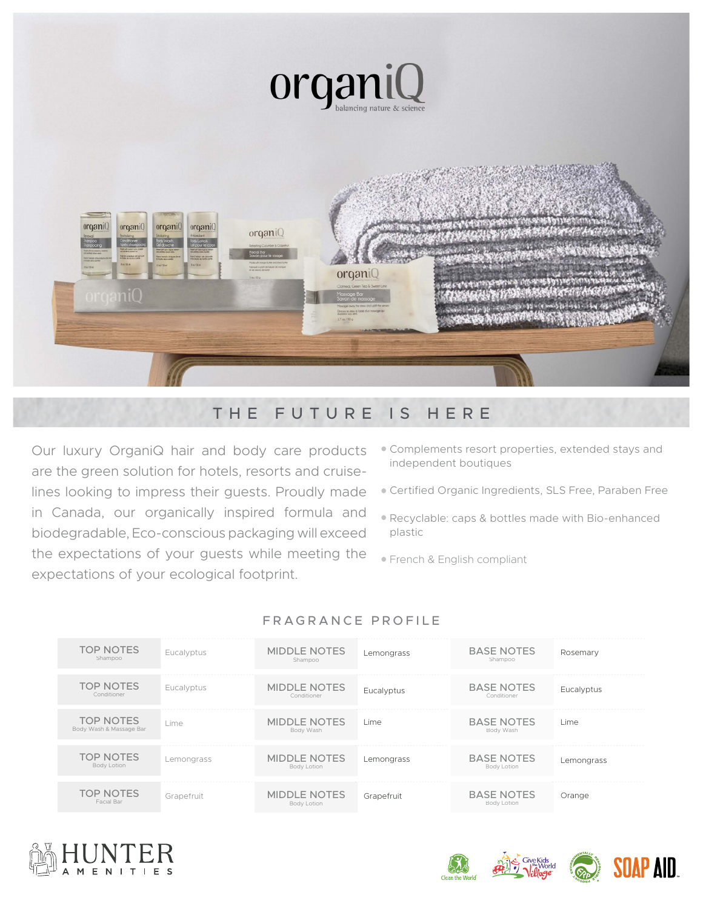# organiQ

balancing nature & science

## THE FUTURE IS HERE

Our luxury OrganiQ hair and body care products are the green solution for hotels, resorts and cruise-lines looking to impress their guests. Proudly made in Canada, our organically inspired formula and biodegradable, Eco-conscious packaging will exceed the expectations of your guests while meeting the expectations of your ecological footprint.

- Complements resort properties, extended stays and independent boutiques
- Certified Organic Ingredients, SLS Free, Paraben Free
- Recyclable: caps & bottles made with Bio-enhanced plastic
- French & English compliant

## FRAGRANCE PROFILE

| TOP NOTES | | MIDDLE NOTES | | BASE NOTES | |
|---|---|---|---|---|---|
| TOP NOTES Shampoo | Eucalyptus | MIDDLE NOTES Shampoo | Lemongrass | BASE NOTES Shampoo | Rosemary |
| TOP NOTES Conditioner | Eucalyptus | MIDDLE NOTES Conditioner | Eucalyptus | BASE NOTES Conditioner | Eucalyptus |
| TOP NOTES Body Wash & Massage Bar | Lime | MIDDLE NOTES Body Wash | Lime | BASE NOTES Body Wash | Lime |
| TOP NOTES Body Lotion | Lemongrass | MIDDLE NOTES Body Lotion | Lemongrass | BASE NOTES Body Lotion | Lemongrass |
| TOP NOTES Facial Bar | Grapefruit | MIDDLE NOTES Body Lotion | Grapefruit | BASE NOTES Body Lotion | Orange |

HUNTER AMENITIES

Clean the World · Give Kids The World Village · Environmentally Responsible Product · SOAP AID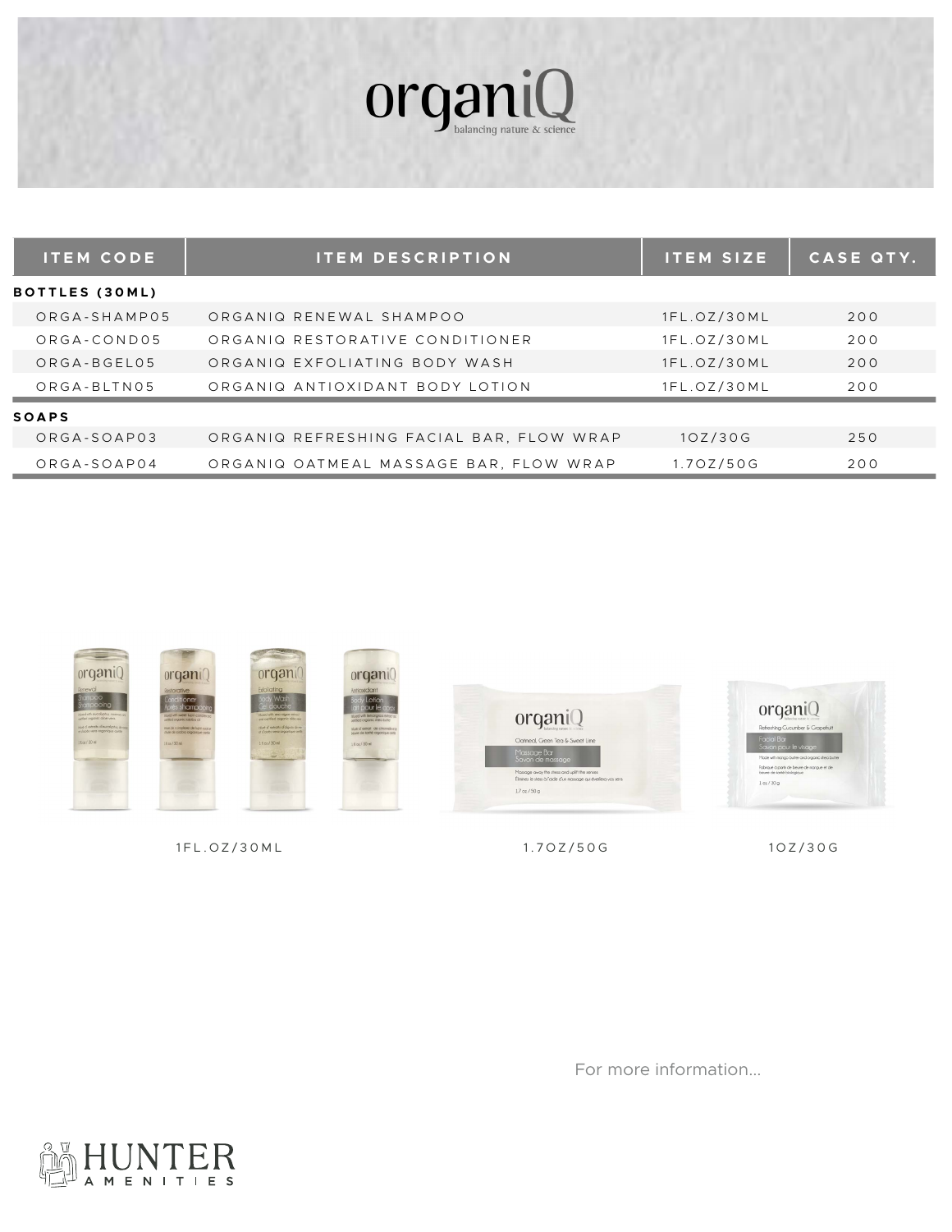# organiQ

balancing nature & science

| ITEM CODE | ITEM DESCRIPTION | ITEM SIZE | CASE QTY. |
|---|---|---|---|
| **BOTTLES (30ML)** | | | |
| ORGA-SHAMP05 | ORGANIQ RENEWAL SHAMPOO | 1FL.OZ/30ML | 200 |
| ORGA-COND05 | ORGANIQ RESTORATIVE CONDITIONER | 1FL.OZ/30ML | 200 |
| ORGA-BGEL05 | ORGANIQ EXFOLIATING BODY WASH | 1FL.OZ/30ML | 200 |
| ORGA-BLTN05 | ORGANIQ ANTIOXIDANT BODY LOTION | 1FL.OZ/30ML | 200 |
| **SOAPS** | | | |
| ORGA-SOAP03 | ORGANIQ REFRESHING FACIAL BAR, FLOW WRAP | 1OZ/30G | 250 |
| ORGA-SOAP04 | ORGANIQ OATMEAL MASSAGE BAR, FLOW WRAP | 1.7OZ/50G | 200 |

1FL.OZ/30ML

1.7OZ/50G

1OZ/30G

For more information...

HUNTER AMENITIES